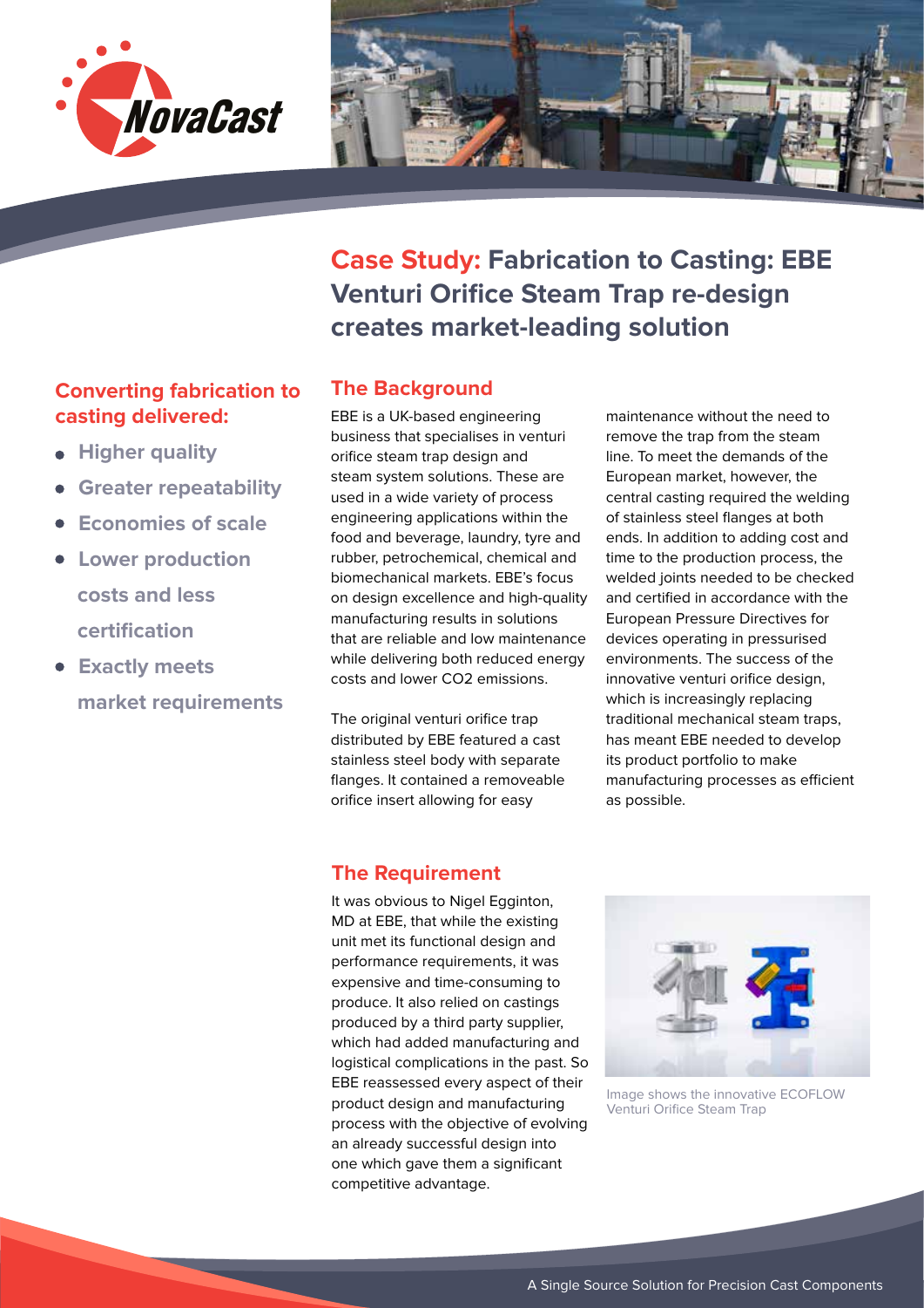# Case Study: Fabrication to Casting: EBE Venturi Orifice Steam Trap re-design creates market-leading solution

### Converting fabrication to casting delivered:

- **Higher quality**
- **Greater repeatability**
- **Economies of scale**
- **Lower production costs and less certification**
- **Exactly meets market requirements**

## The Background

EBE is a UK-based engineering business that specialises in venturi orifice steam trap design and steam system solutions. These are used in a wide variety of process engineering applications within the food and beverage, laundry, tyre and rubber, petrochemical, chemical and biomechanical markets. EBE's focus on design excellence and high-quality manufacturing results in solutions that are reliable and low maintenance while delivering both reduced energy costs and lower $CO_2$ emissions.

The original venturi orifice trap distributed by EBE featured a cast stainless steel body with separate flanges. It contained a removeable orifice insert allowing for easy maintenance without the need to remove the trap from the steam line. To meet the demands of the European market, however, the central casting required the welding of stainless steel flanges at both ends. In addition to adding cost and time to the production process, the welded joints needed to be checked and certified in accordance with the European Pressure Directives for devices operating in pressurised environments. The success of the innovative venturi orifice design, which is increasingly replacing traditional mechanical steam traps, has meant EBE needed to develop its product portfolio to make manufacturing processes as efficient as possible.

## The Requirement

It was obvious to Nigel Egginton, MD at EBE, that while the existing unit met its functional design and performance requirements, it was expensive and time-consuming to produce. It also relied on castings produced by a third party supplier, which had added manufacturing and logistical complications in the past. So EBE reassessed every aspect of their product design and manufacturing process with the objective of evolving an already successful design into one which gave them a significant competitive advantage.

Image shows the innovative ECOFLOW Venturi Orifice Steam Trap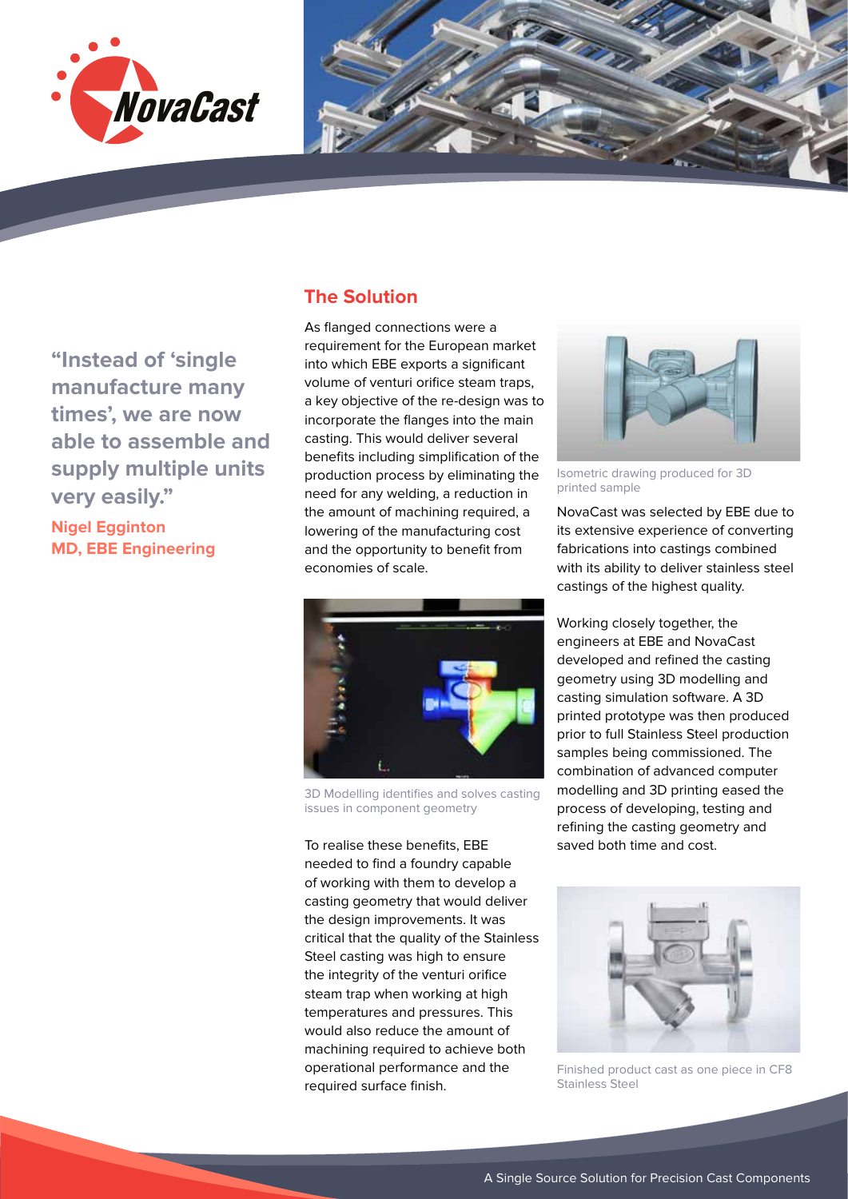> "Instead of 'single manufacture many times', we are now able to assemble and supply multiple units very easily."
>
> **Nigel Egginton**
> **MD, EBE Engineering**

## The Solution

As flanged connections were a requirement for the European market into which EBE exports a significant volume of venturi orifice steam traps, a key objective of the re-design was to incorporate the flanges into the main casting. This would deliver several benefits including simplification of the production process by eliminating the need for any welding, a reduction in the amount of machining required, a lowering of the manufacturing cost and the opportunity to benefit from economies of scale.

3D Modelling identifies and solves casting issues in component geometry

To realise these benefits, EBE needed to find a foundry capable of working with them to develop a casting geometry that would deliver the design improvements. It was critical that the quality of the Stainless Steel casting was high to ensure the integrity of the venturi orifice steam trap when working at high temperatures and pressures. This would also reduce the amount of machining required to achieve both operational performance and the required surface finish.

Isometric drawing produced for 3D printed sample

NovaCast was selected by EBE due to its extensive experience of converting fabrications into castings combined with its ability to deliver stainless steel castings of the highest quality.

Working closely together, the engineers at EBE and NovaCast developed and refined the casting geometry using 3D modelling and casting simulation software. A 3D printed prototype was then produced prior to full Stainless Steel production samples being commissioned. The combination of advanced computer modelling and 3D printing eased the process of developing, testing and refining the casting geometry and saved both time and cost.

Finished product cast as one piece in CF8 Stainless Steel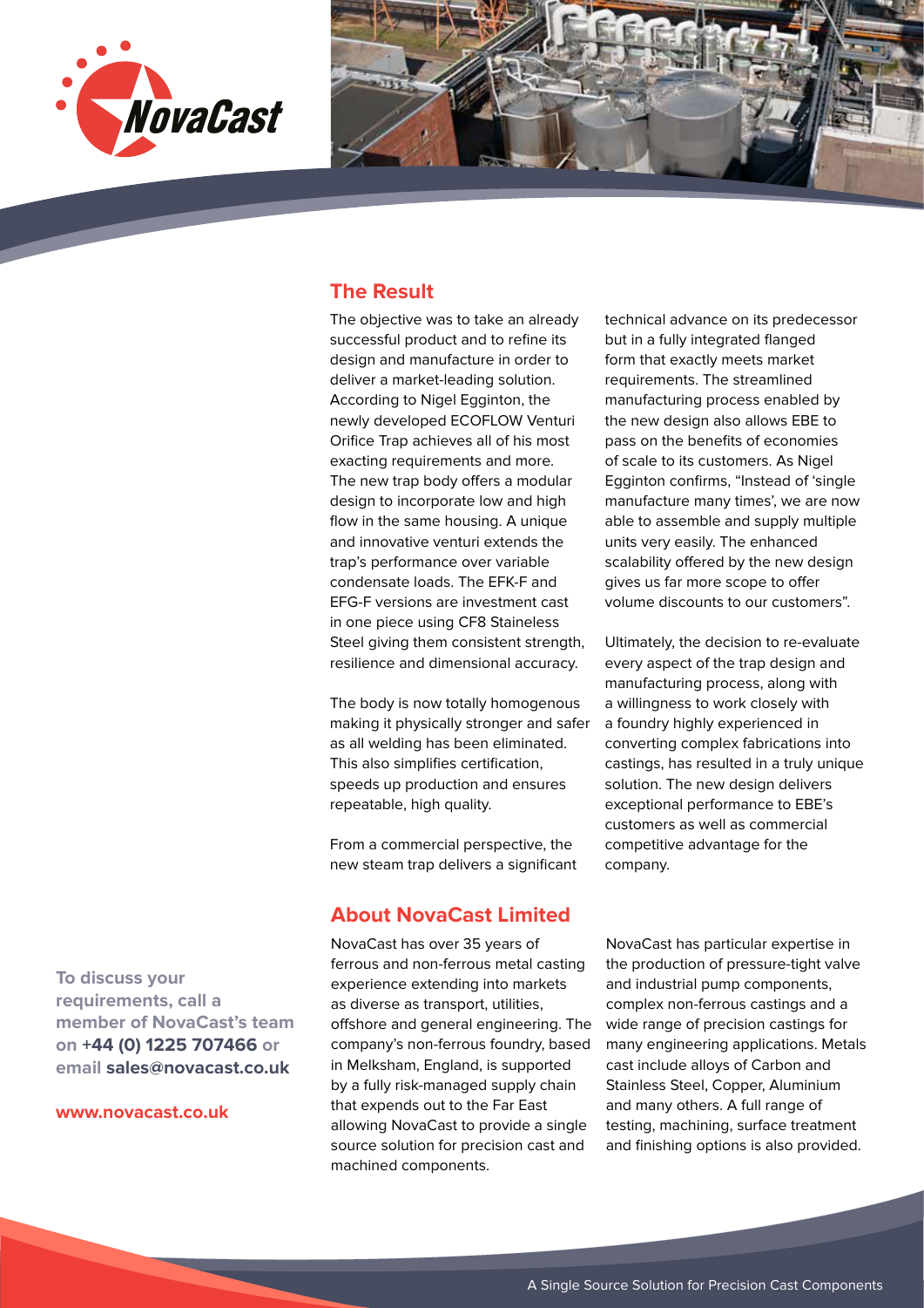## The Result

The objective was to take an already successful product and to refine its design and manufacture in order to deliver a market-leading solution. According to Nigel Egginton, the newly developed ECOFLOW Venturi Orifice Trap achieves all of his most exacting requirements and more. The new trap body offers a modular design to incorporate low and high flow in the same housing. A unique and innovative venturi extends the trap's performance over variable condensate loads. The EFK-F and EFG-F versions are investment cast in one piece using CF8 Staineless Steel giving them consistent strength, resilience and dimensional accuracy.

The body is now totally homogenous making it physically stronger and safer as all welding has been eliminated. This also simplifies certification, speeds up production and ensures repeatable, high quality.

From a commercial perspective, the new steam trap delivers a significant technical advance on its predecessor but in a fully integrated flanged form that exactly meets market requirements. The streamlined manufacturing process enabled by the new design also allows EBE to pass on the benefits of economies of scale to its customers. As Nigel Egginton confirms, "Instead of 'single manufacture many times', we are now able to assemble and supply multiple units very easily. The enhanced scalability offered by the new design gives us far more scope to offer volume discounts to our customers".

Ultimately, the decision to re-evaluate every aspect of the trap design and manufacturing process, along with a willingness to work closely with a foundry highly experienced in converting complex fabrications into castings, has resulted in a truly unique solution. The new design delivers exceptional performance to EBE's customers as well as commercial competitive advantage for the company.

## About NovaCast Limited

NovaCast has over 35 years of ferrous and non-ferrous metal casting experience extending into markets as diverse as transport, utilities, offshore and general engineering. The company's non-ferrous foundry, based in Melksham, England, is supported by a fully risk-managed supply chain that expends out to the Far East allowing NovaCast to provide a single source solution for precision cast and machined components.

NovaCast has particular expertise in the production of pressure-tight valve and industrial pump components, complex non-ferrous castings and a wide range of precision castings for many engineering applications. Metals cast include alloys of Carbon and Stainless Steel, Copper, Aluminium and many others. A full range of testing, machining, surface treatment and finishing options is also provided.

**To discuss your requirements, call a member of NovaCast's team on +44 (0) 1225 707466 or email sales@novacast.co.uk**

**www.novacast.co.uk**